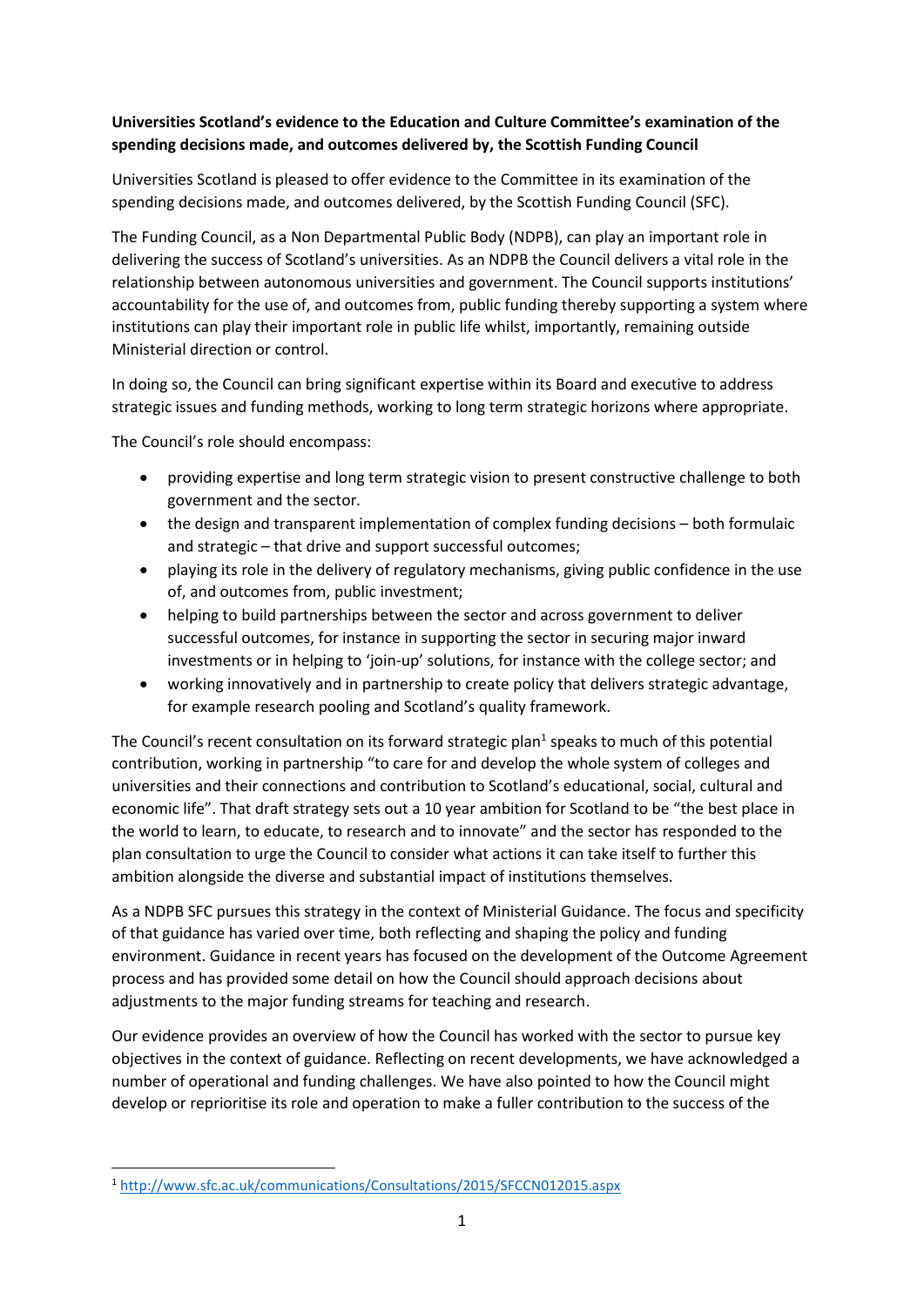**Universities Scotland's evidence to the Education and Culture Committee's examination of the spending decisions made, and outcomes delivered by, the Scottish Funding Council**

Universities Scotland is pleased to offer evidence to the Committee in its examination of the spending decisions made, and outcomes delivered, by the Scottish Funding Council (SFC).

The Funding Council, as a Non Departmental Public Body (NDPB), can play an important role in delivering the success of Scotland's universities. As an NDPB the Council delivers a vital role in the relationship between autonomous universities and government. The Council supports institutions' accountability for the use of, and outcomes from, public funding thereby supporting a system where institutions can play their important role in public life whilst, importantly, remaining outside Ministerial direction or control.

In doing so, the Council can bring significant expertise within its Board and executive to address strategic issues and funding methods, working to long term strategic horizons where appropriate.

The Council's role should encompass:

- providing expertise and long term strategic vision to present constructive challenge to both government and the sector.
- the design and transparent implementation of complex funding decisions – both formulaic and strategic – that drive and support successful outcomes;
- playing its role in the delivery of regulatory mechanisms, giving public confidence in the use of, and outcomes from, public investment;
- helping to build partnerships between the sector and across government to deliver successful outcomes, for instance in supporting the sector in securing major inward investments or in helping to 'join-up' solutions, for instance with the college sector; and
- working innovatively and in partnership to create policy that delivers strategic advantage, for example research pooling and Scotland's quality framework.

The Council's recent consultation on its forward strategic plan[1] speaks to much of this potential contribution, working in partnership "to care for and develop the whole system of colleges and universities and their connections and contribution to Scotland's educational, social, cultural and economic life". That draft strategy sets out a 10 year ambition for Scotland to be "the best place in the world to learn, to educate, to research and to innovate" and the sector has responded to the plan consultation to urge the Council to consider what actions it can take itself to further this ambition alongside the diverse and substantial impact of institutions themselves.

As a NDPB SFC pursues this strategy in the context of Ministerial Guidance. The focus and specificity of that guidance has varied over time, both reflecting and shaping the policy and funding environment. Guidance in recent years has focused on the development of the Outcome Agreement process and has provided some detail on how the Council should approach decisions about adjustments to the major funding streams for teaching and research.

Our evidence provides an overview of how the Council has worked with the sector to pursue key objectives in the context of guidance. Reflecting on recent developments, we have acknowledged a number of operational and funding challenges. We have also pointed to how the Council might develop or reprioritise its role and operation to make a fuller contribution to the success of the

[1] http://www.sfc.ac.uk/communications/Consultations/2015/SFCCN012015.aspx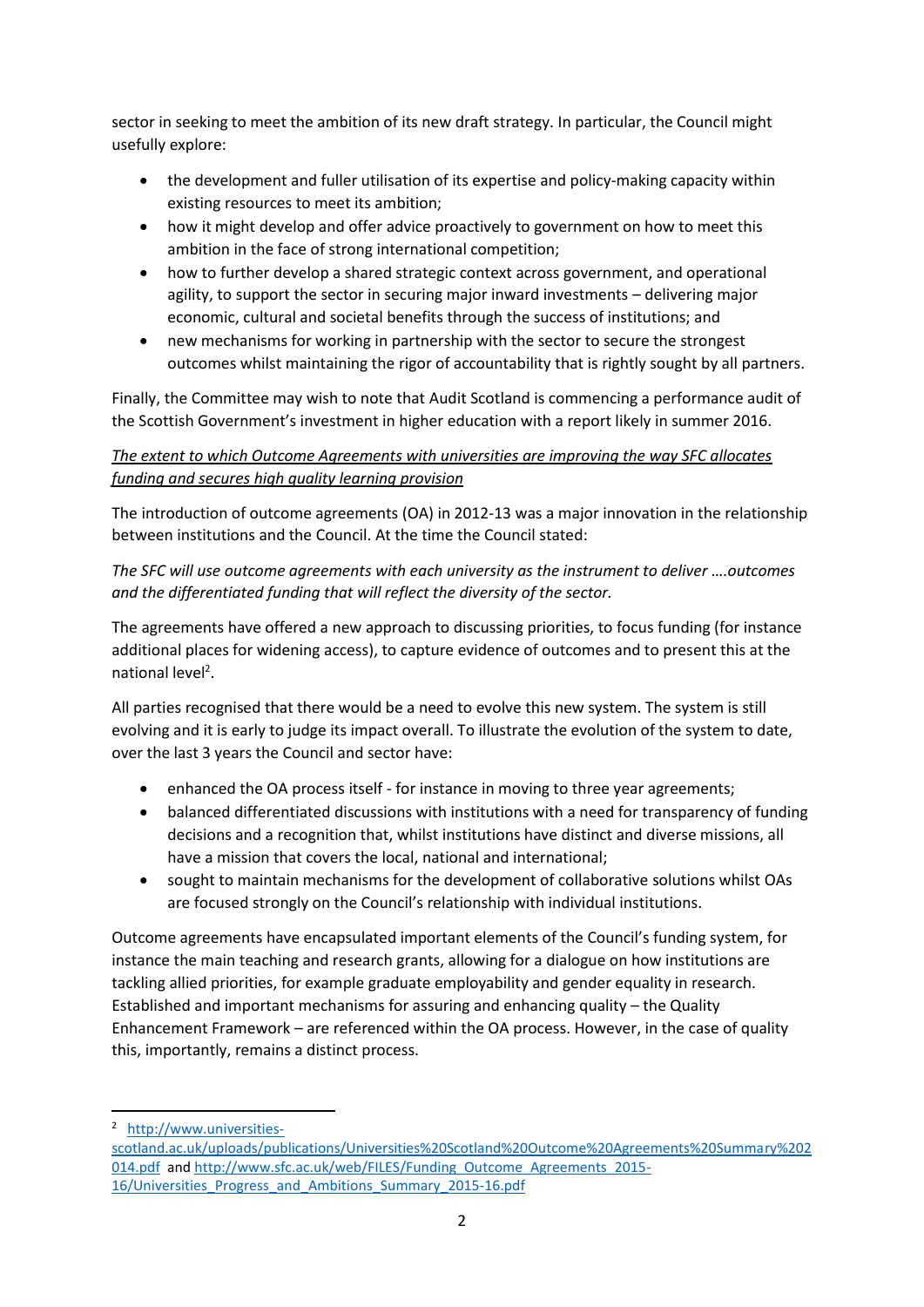sector in seeking to meet the ambition of its new draft strategy. In particular, the Council might usefully explore:

- the development and fuller utilisation of its expertise and policy-making capacity within existing resources to meet its ambition;
- how it might develop and offer advice proactively to government on how to meet this ambition in the face of strong international competition;
- how to further develop a shared strategic context across government, and operational agility, to support the sector in securing major inward investments – delivering major economic, cultural and societal benefits through the success of institutions; and
- new mechanisms for working in partnership with the sector to secure the strongest outcomes whilst maintaining the rigor of accountability that is rightly sought by all partners.

Finally, the Committee may wish to note that Audit Scotland is commencing a performance audit of the Scottish Government's investment in higher education with a report likely in summer 2016.

*The extent to which Outcome Agreements with universities are improving the way SFC allocates funding and secures high quality learning provision*

The introduction of outcome agreements (OA) in 2012-13 was a major innovation in the relationship between institutions and the Council. At the time the Council stated:

*The SFC will use outcome agreements with each university as the instrument to deliver ….outcomes and the differentiated funding that will reflect the diversity of the sector.*

The agreements have offered a new approach to discussing priorities, to focus funding (for instance additional places for widening access), to capture evidence of outcomes and to present this at the national level[2].

All parties recognised that there would be a need to evolve this new system. The system is still evolving and it is early to judge its impact overall. To illustrate the evolution of the system to date, over the last 3 years the Council and sector have:

- enhanced the OA process itself - for instance in moving to three year agreements;
- balanced differentiated discussions with institutions with a need for transparency of funding decisions and a recognition that, whilst institutions have distinct and diverse missions, all have a mission that covers the local, national and international;
- sought to maintain mechanisms for the development of collaborative solutions whilst OAs are focused strongly on the Council's relationship with individual institutions.

Outcome agreements have encapsulated important elements of the Council's funding system, for instance the main teaching and research grants, allowing for a dialogue on how institutions are tackling allied priorities, for example graduate employability and gender equality in research. Established and important mechanisms for assuring and enhancing quality – the Quality Enhancement Framework – are referenced within the OA process. However, in the case of quality this, importantly, remains a distinct process.

---

[2] http://www.universities-scotland.ac.uk/uploads/publications/Universities%20Scotland%20Outcome%20Agreements%20Summary%202014.pdf and http://www.sfc.ac.uk/web/FILES/Funding_Outcome_Agreements_2015-16/Universities_Progress_and_Ambitions_Summary_2015-16.pdf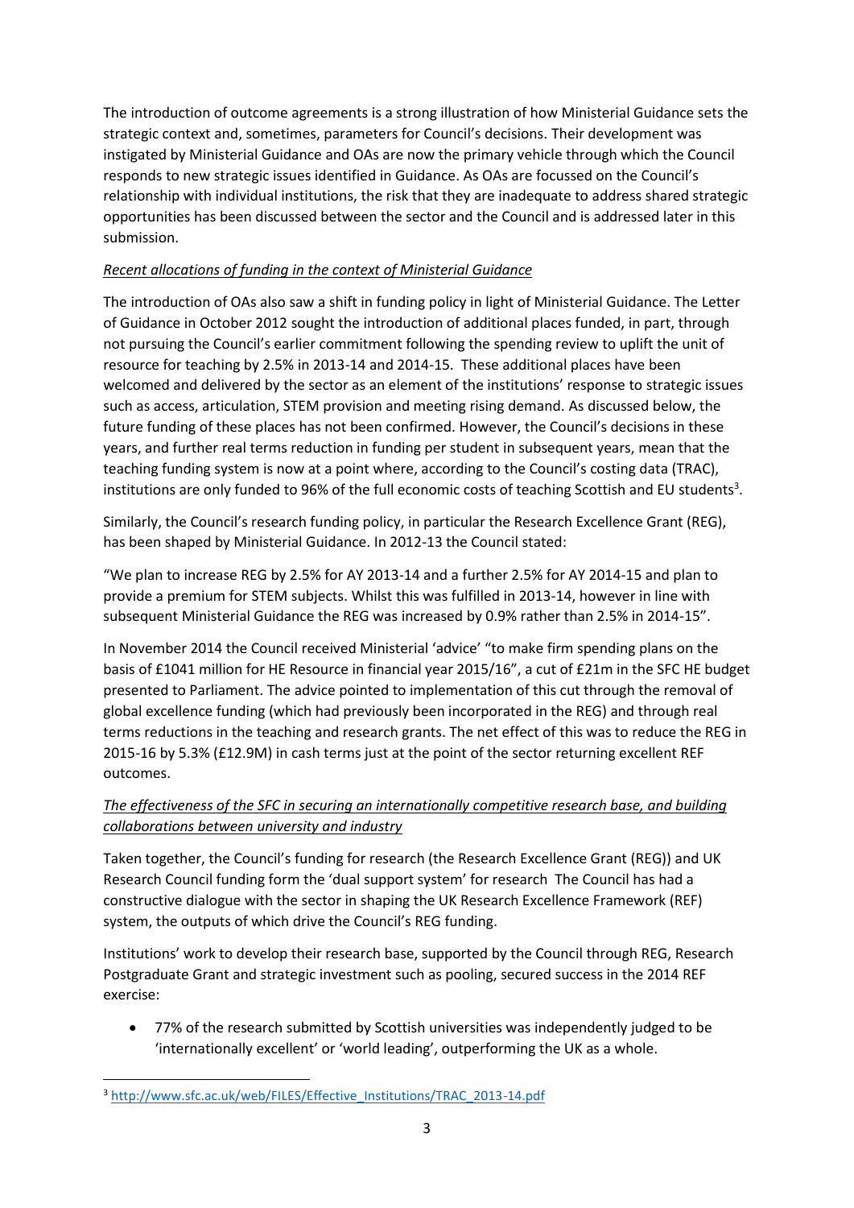The introduction of outcome agreements is a strong illustration of how Ministerial Guidance sets the strategic context and, sometimes, parameters for Council's decisions. Their development was instigated by Ministerial Guidance and OAs are now the primary vehicle through which the Council responds to new strategic issues identified in Guidance. As OAs are focussed on the Council's relationship with individual institutions, the risk that they are inadequate to address shared strategic opportunities has been discussed between the sector and the Council and is addressed later in this submission.

*Recent allocations of funding in the context of Ministerial Guidance*

The introduction of OAs also saw a shift in funding policy in light of Ministerial Guidance. The Letter of Guidance in October 2012 sought the introduction of additional places funded, in part, through not pursuing the Council's earlier commitment following the spending review to uplift the unit of resource for teaching by 2.5% in 2013-14 and 2014-15. These additional places have been welcomed and delivered by the sector as an element of the institutions' response to strategic issues such as access, articulation, STEM provision and meeting rising demand. As discussed below, the future funding of these places has not been confirmed. However, the Council's decisions in these years, and further real terms reduction in funding per student in subsequent years, mean that the teaching funding system is now at a point where, according to the Council's costing data (TRAC), institutions are only funded to 96% of the full economic costs of teaching Scottish and EU students[3].

Similarly, the Council's research funding policy, in particular the Research Excellence Grant (REG), has been shaped by Ministerial Guidance. In 2012-13 the Council stated:

"We plan to increase REG by 2.5% for AY 2013-14 and a further 2.5% for AY 2014-15 and plan to provide a premium for STEM subjects. Whilst this was fulfilled in 2013-14, however in line with subsequent Ministerial Guidance the REG was increased by 0.9% rather than 2.5% in 2014-15".

In November 2014 the Council received Ministerial 'advice' "to make firm spending plans on the basis of £1041 million for HE Resource in financial year 2015/16", a cut of £21m in the SFC HE budget presented to Parliament. The advice pointed to implementation of this cut through the removal of global excellence funding (which had previously been incorporated in the REG) and through real terms reductions in the teaching and research grants. The net effect of this was to reduce the REG in 2015-16 by 5.3% (£12.9M) in cash terms just at the point of the sector returning excellent REF outcomes.

*The effectiveness of the SFC in securing an internationally competitive research base, and building collaborations between university and industry*

Taken together, the Council's funding for research (the Research Excellence Grant (REG)) and UK Research Council funding form the 'dual support system' for research The Council has had a constructive dialogue with the sector in shaping the UK Research Excellence Framework (REF) system, the outputs of which drive the Council's REG funding.

Institutions' work to develop their research base, supported by the Council through REG, Research Postgraduate Grant and strategic investment such as pooling, secured success in the 2014 REF exercise:

- 77% of the research submitted by Scottish universities was independently judged to be 'internationally excellent' or 'world leading', outperforming the UK as a whole.

[3] http://www.sfc.ac.uk/web/FILES/Effective_Institutions/TRAC_2013-14.pdf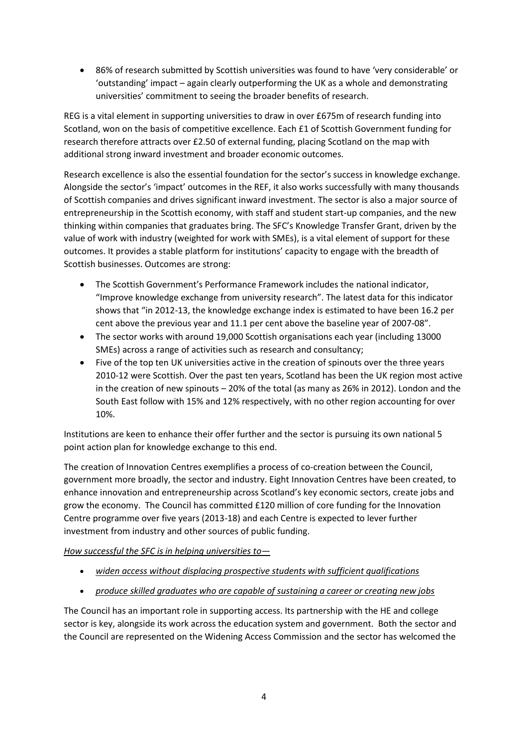- 86% of research submitted by Scottish universities was found to have 'very considerable' or 'outstanding' impact – again clearly outperforming the UK as a whole and demonstrating universities' commitment to seeing the broader benefits of research.

REG is a vital element in supporting universities to draw in over £675m of research funding into Scotland, won on the basis of competitive excellence. Each £1 of Scottish Government funding for research therefore attracts over £2.50 of external funding, placing Scotland on the map with additional strong inward investment and broader economic outcomes.

Research excellence is also the essential foundation for the sector's success in knowledge exchange. Alongside the sector's 'impact' outcomes in the REF, it also works successfully with many thousands of Scottish companies and drives significant inward investment. The sector is also a major source of entrepreneurship in the Scottish economy, with staff and student start-up companies, and the new thinking within companies that graduates bring. The SFC's Knowledge Transfer Grant, driven by the value of work with industry (weighted for work with SMEs), is a vital element of support for these outcomes. It provides a stable platform for institutions' capacity to engage with the breadth of Scottish businesses. Outcomes are strong:

- The Scottish Government's Performance Framework includes the national indicator, "Improve knowledge exchange from university research". The latest data for this indicator shows that "in 2012-13, the knowledge exchange index is estimated to have been 16.2 per cent above the previous year and 11.1 per cent above the baseline year of 2007-08".
- The sector works with around 19,000 Scottish organisations each year (including 13000 SMEs) across a range of activities such as research and consultancy;
- Five of the top ten UK universities active in the creation of spinouts over the three years 2010-12 were Scottish. Over the past ten years, Scotland has been the UK region most active in the creation of new spinouts – 20% of the total (as many as 26% in 2012). London and the South East follow with 15% and 12% respectively, with no other region accounting for over 10%.

Institutions are keen to enhance their offer further and the sector is pursuing its own national 5 point action plan for knowledge exchange to this end.

The creation of Innovation Centres exemplifies a process of co-creation between the Council, government more broadly, the sector and industry. Eight Innovation Centres have been created, to enhance innovation and entrepreneurship across Scotland's key economic sectors, create jobs and grow the economy. The Council has committed £120 million of core funding for the Innovation Centre programme over five years (2013-18) and each Centre is expected to lever further investment from industry and other sources of public funding.

*How successful the SFC is in helping universities to—*

- *widen access without displacing prospective students with sufficient qualifications*
- *produce skilled graduates who are capable of sustaining a career or creating new jobs*

The Council has an important role in supporting access. Its partnership with the HE and college sector is key, alongside its work across the education system and government. Both the sector and the Council are represented on the Widening Access Commission and the sector has welcomed the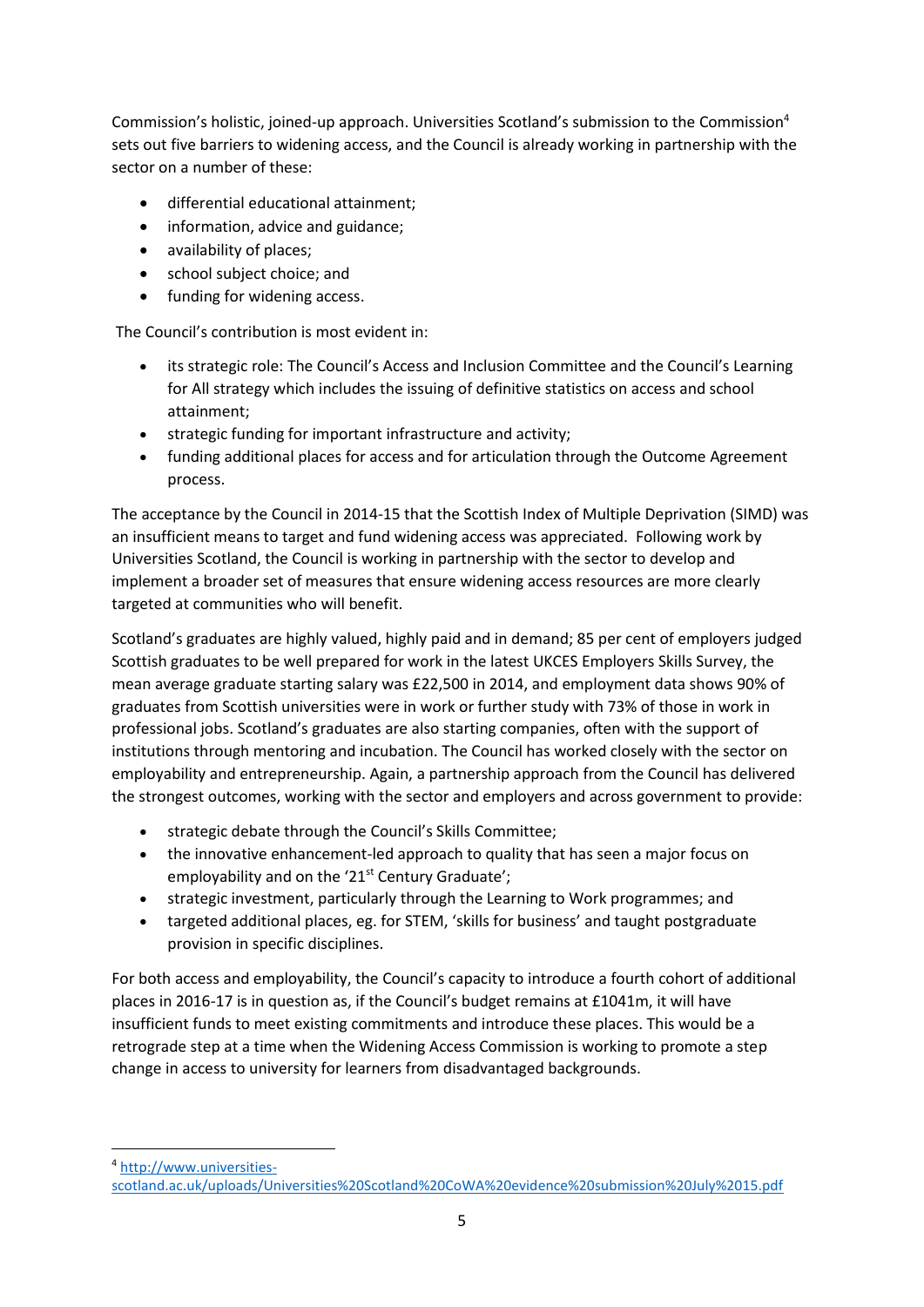Commission's holistic, joined-up approach. Universities Scotland's submission to the Commission[4] sets out five barriers to widening access, and the Council is already working in partnership with the sector on a number of these:

- differential educational attainment;
- information, advice and guidance;
- availability of places;
- school subject choice; and
- funding for widening access.

The Council's contribution is most evident in:

- its strategic role: The Council's Access and Inclusion Committee and the Council's Learning for All strategy which includes the issuing of definitive statistics on access and school attainment;
- strategic funding for important infrastructure and activity;
- funding additional places for access and for articulation through the Outcome Agreement process.

The acceptance by the Council in 2014-15 that the Scottish Index of Multiple Deprivation (SIMD) was an insufficient means to target and fund widening access was appreciated. Following work by Universities Scotland, the Council is working in partnership with the sector to develop and implement a broader set of measures that ensure widening access resources are more clearly targeted at communities who will benefit.

Scotland's graduates are highly valued, highly paid and in demand; 85 per cent of employers judged Scottish graduates to be well prepared for work in the latest UKCES Employers Skills Survey, the mean average graduate starting salary was £22,500 in 2014, and employment data shows 90% of graduates from Scottish universities were in work or further study with 73% of those in work in professional jobs. Scotland's graduates are also starting companies, often with the support of institutions through mentoring and incubation. The Council has worked closely with the sector on employability and entrepreneurship. Again, a partnership approach from the Council has delivered the strongest outcomes, working with the sector and employers and across government to provide:

- strategic debate through the Council's Skills Committee;
- the innovative enhancement-led approach to quality that has seen a major focus on employability and on the '21st Century Graduate';
- strategic investment, particularly through the Learning to Work programmes; and
- targeted additional places, eg. for STEM, 'skills for business' and taught postgraduate provision in specific disciplines.

For both access and employability, the Council's capacity to introduce a fourth cohort of additional places in 2016-17 is in question as, if the Council's budget remains at £1041m, it will have insufficient funds to meet existing commitments and introduce these places. This would be a retrograde step at a time when the Widening Access Commission is working to promote a step change in access to university for learners from disadvantaged backgrounds.

---

[4] http://www.universities-scotland.ac.uk/uploads/Universities%20Scotland%20CoWA%20evidence%20submission%20July%2015.pdf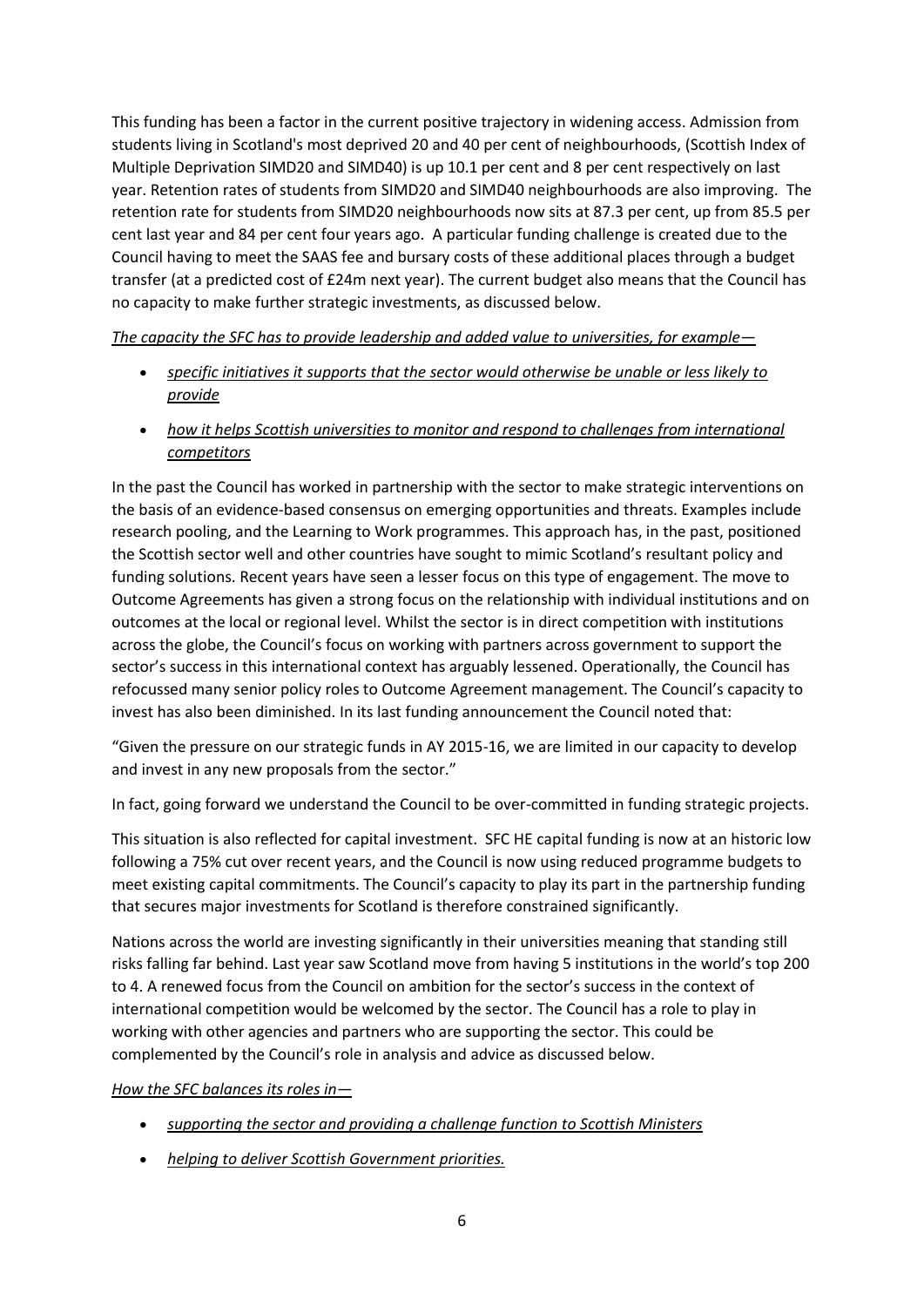This funding has been a factor in the current positive trajectory in widening access. Admission from students living in Scotland's most deprived 20 and 40 per cent of neighbourhoods, (Scottish Index of Multiple Deprivation SIMD20 and SIMD40) is up 10.1 per cent and 8 per cent respectively on last year. Retention rates of students from SIMD20 and SIMD40 neighbourhoods are also improving. The retention rate for students from SIMD20 neighbourhoods now sits at 87.3 per cent, up from 85.5 per cent last year and 84 per cent four years ago. A particular funding challenge is created due to the Council having to meet the SAAS fee and bursary costs of these additional places through a budget transfer (at a predicted cost of £24m next year). The current budget also means that the Council has no capacity to make further strategic investments, as discussed below.

*The capacity the SFC has to provide leadership and added value to universities, for example—*

- *specific initiatives it supports that the sector would otherwise be unable or less likely to provide*
- *how it helps Scottish universities to monitor and respond to challenges from international competitors*

In the past the Council has worked in partnership with the sector to make strategic interventions on the basis of an evidence-based consensus on emerging opportunities and threats. Examples include research pooling, and the Learning to Work programmes. This approach has, in the past, positioned the Scottish sector well and other countries have sought to mimic Scotland's resultant policy and funding solutions. Recent years have seen a lesser focus on this type of engagement. The move to Outcome Agreements has given a strong focus on the relationship with individual institutions and on outcomes at the local or regional level. Whilst the sector is in direct competition with institutions across the globe, the Council's focus on working with partners across government to support the sector's success in this international context has arguably lessened. Operationally, the Council has refocussed many senior policy roles to Outcome Agreement management. The Council's capacity to invest has also been diminished. In its last funding announcement the Council noted that:

"Given the pressure on our strategic funds in AY 2015-16, we are limited in our capacity to develop and invest in any new proposals from the sector."

In fact, going forward we understand the Council to be over-committed in funding strategic projects.

This situation is also reflected for capital investment. SFC HE capital funding is now at an historic low following a 75% cut over recent years, and the Council is now using reduced programme budgets to meet existing capital commitments. The Council's capacity to play its part in the partnership funding that secures major investments for Scotland is therefore constrained significantly.

Nations across the world are investing significantly in their universities meaning that standing still risks falling far behind. Last year saw Scotland move from having 5 institutions in the world's top 200 to 4. A renewed focus from the Council on ambition for the sector's success in the context of international competition would be welcomed by the sector. The Council has a role to play in working with other agencies and partners who are supporting the sector. This could be complemented by the Council's role in analysis and advice as discussed below.

*How the SFC balances its roles in—*

- *supporting the sector and providing a challenge function to Scottish Ministers*
- *helping to deliver Scottish Government priorities.*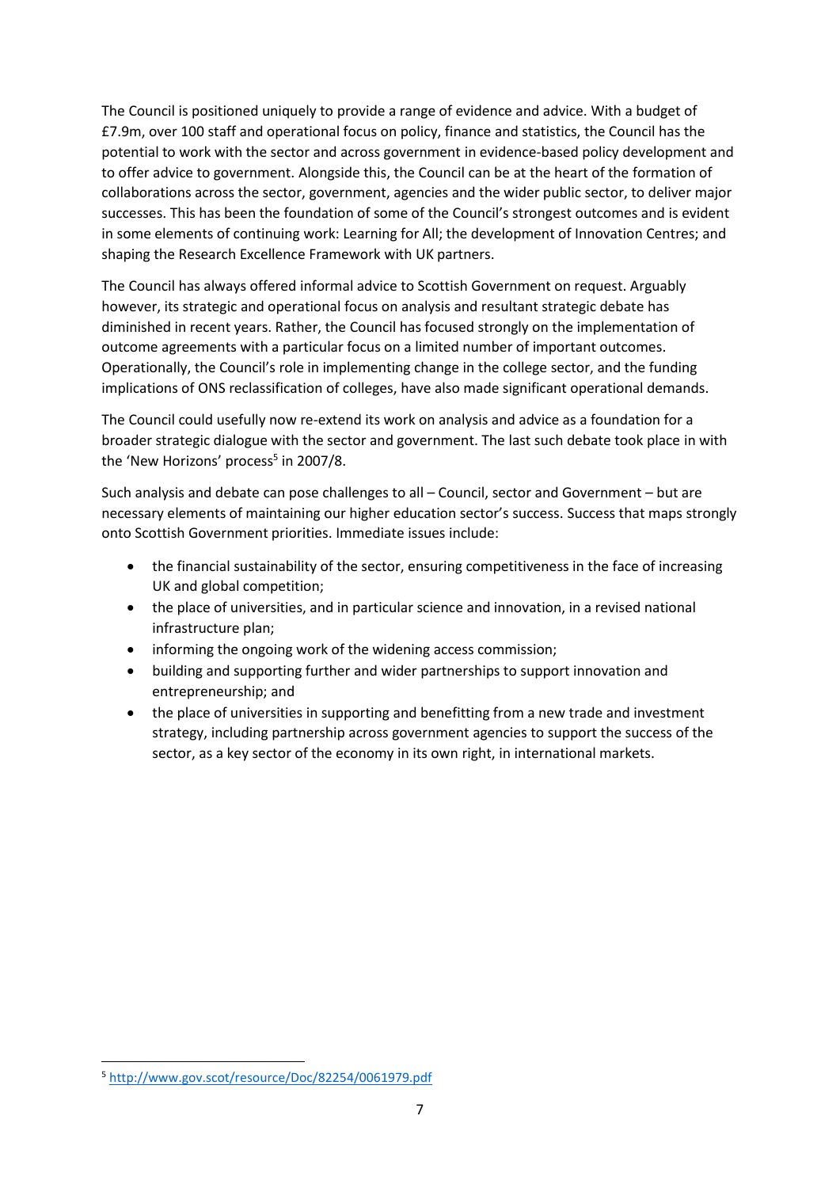The Council is positioned uniquely to provide a range of evidence and advice. With a budget of £7.9m, over 100 staff and operational focus on policy, finance and statistics, the Council has the potential to work with the sector and across government in evidence-based policy development and to offer advice to government. Alongside this, the Council can be at the heart of the formation of collaborations across the sector, government, agencies and the wider public sector, to deliver major successes. This has been the foundation of some of the Council's strongest outcomes and is evident in some elements of continuing work: Learning for All; the development of Innovation Centres; and shaping the Research Excellence Framework with UK partners.

The Council has always offered informal advice to Scottish Government on request. Arguably however, its strategic and operational focus on analysis and resultant strategic debate has diminished in recent years. Rather, the Council has focused strongly on the implementation of outcome agreements with a particular focus on a limited number of important outcomes. Operationally, the Council's role in implementing change in the college sector, and the funding implications of ONS reclassification of colleges, have also made significant operational demands.

The Council could usefully now re-extend its work on analysis and advice as a foundation for a broader strategic dialogue with the sector and government. The last such debate took place in with the 'New Horizons' process[5] in 2007/8.

Such analysis and debate can pose challenges to all – Council, sector and Government – but are necessary elements of maintaining our higher education sector's success. Success that maps strongly onto Scottish Government priorities. Immediate issues include:

- the financial sustainability of the sector, ensuring competitiveness in the face of increasing UK and global competition;
- the place of universities, and in particular science and innovation, in a revised national infrastructure plan;
- informing the ongoing work of the widening access commission;
- building and supporting further and wider partnerships to support innovation and entrepreneurship; and
- the place of universities in supporting and benefitting from a new trade and investment strategy, including partnership across government agencies to support the success of the sector, as a key sector of the economy in its own right, in international markets.

[5] http://www.gov.scot/resource/Doc/82254/0061979.pdf